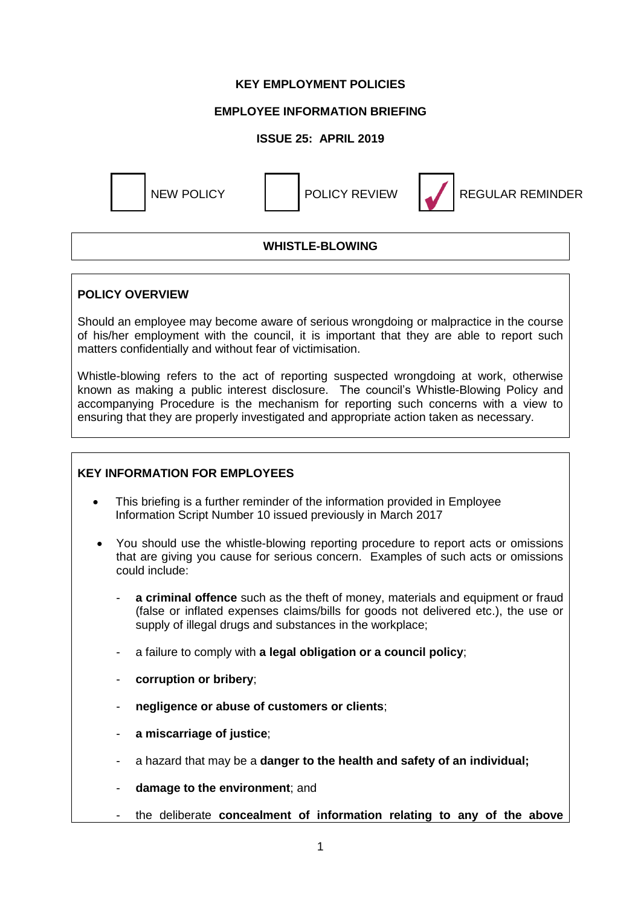**KEY EMPLOYMENT POLICIES**

**EMPLOYEE INFORMATION BRIEFING**

**ISSUE 25: APRIL 2019**

☐ NEW POLICY ☐ POLICY REVIEW ☑ REGULAR REMINDER

## WHISTLE-BLOWING

### POLICY OVERVIEW

Should an employee may become aware of serious wrongdoing or malpractice in the course of his/her employment with the council, it is important that they are able to report such matters confidentially and without fear of victimisation.

Whistle-blowing refers to the act of reporting suspected wrongdoing at work, otherwise known as making a public interest disclosure. The council's Whistle-Blowing Policy and accompanying Procedure is the mechanism for reporting such concerns with a view to ensuring that they are properly investigated and appropriate action taken as necessary.

### KEY INFORMATION FOR EMPLOYEES

- This briefing is a further reminder of the information provided in Employee Information Script Number 10 issued previously in March 2017
- You should use the whistle-blowing reporting procedure to report acts or omissions that are giving you cause for serious concern. Examples of such acts or omissions could include:
  - **a criminal offence** such as the theft of money, materials and equipment or fraud (false or inflated expenses claims/bills for goods not delivered etc.), the use or supply of illegal drugs and substances in the workplace;
  - a failure to comply with **a legal obligation or a council policy**;
  - **corruption or bribery**;
  - **negligence or abuse of customers or clients**;
  - **a miscarriage of justice**;
  - a hazard that may be a **danger to the health and safety of an individual;**
  - **damage to the environment**; and
  - the deliberate **concealment of information relating to any of the above**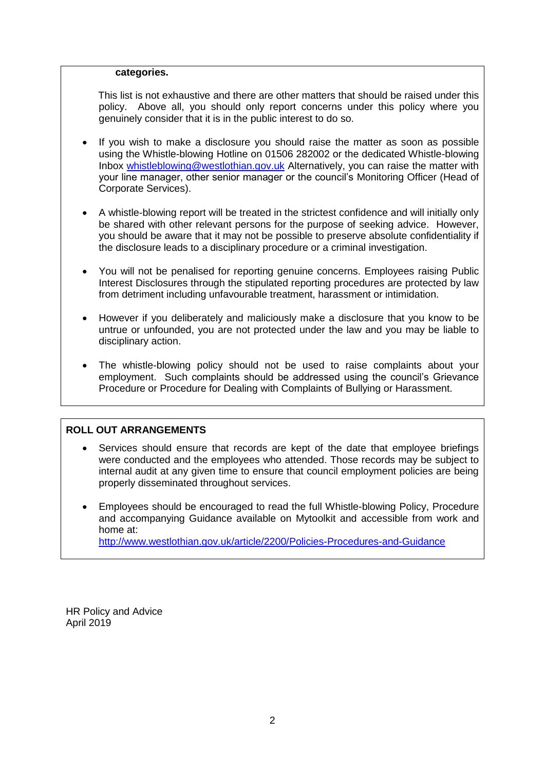**categories.**

This list is not exhaustive and there are other matters that should be raised under this policy. Above all, you should only report concerns under this policy where you genuinely consider that it is in the public interest to do so.

- If you wish to make a disclosure you should raise the matter as soon as possible using the Whistle-blowing Hotline on 01506 282002 or the dedicated Whistle-blowing Inbox whistleblowing@westlothian.gov.uk Alternatively, you can raise the matter with your line manager, other senior manager or the council's Monitoring Officer (Head of Corporate Services).

- A whistle-blowing report will be treated in the strictest confidence and will initially only be shared with other relevant persons for the purpose of seeking advice. However, you should be aware that it may not be possible to preserve absolute confidentiality if the disclosure leads to a disciplinary procedure or a criminal investigation.

- You will not be penalised for reporting genuine concerns. Employees raising Public Interest Disclosures through the stipulated reporting procedures are protected by law from detriment including unfavourable treatment, harassment or intimidation.

- However if you deliberately and maliciously make a disclosure that you know to be untrue or unfounded, you are not protected under the law and you may be liable to disciplinary action.

- The whistle-blowing policy should not be used to raise complaints about your employment. Such complaints should be addressed using the council's Grievance Procedure or Procedure for Dealing with Complaints of Bullying or Harassment.

**ROLL OUT ARRANGEMENTS**

- Services should ensure that records are kept of the date that employee briefings were conducted and the employees who attended. Those records may be subject to internal audit at any given time to ensure that council employment policies are being properly disseminated throughout services.

- Employees should be encouraged to read the full Whistle-blowing Policy, Procedure and accompanying Guidance available on Mytoolkit and accessible from work and home at:
http://www.westlothian.gov.uk/article/2200/Policies-Procedures-and-Guidance

HR Policy and Advice
April 2019